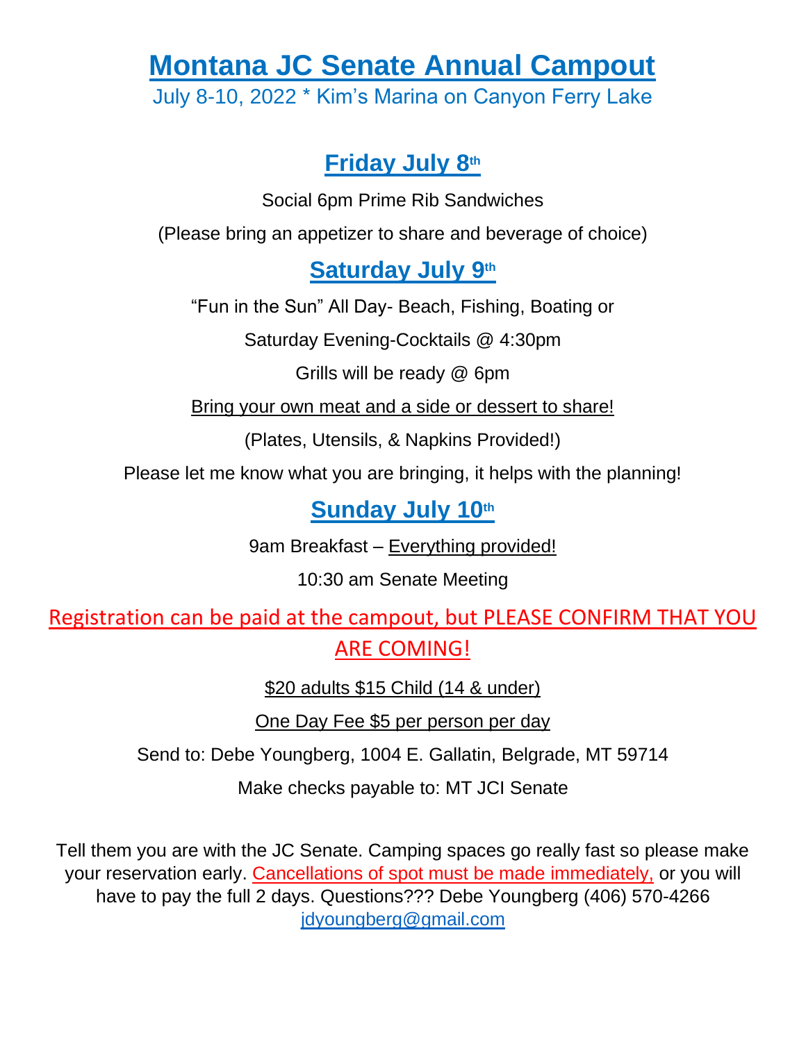# Montana JC Senate Annual Campout

July 8-10, 2022 * Kim's Marina on Canyon Ferry Lake

## Friday July 8th

Social 6pm Prime Rib Sandwiches

(Please bring an appetizer to share and beverage of choice)

## Saturday July 9th

"Fun in the Sun" All Day- Beach, Fishing, Boating or

Saturday Evening-Cocktails @ 4:30pm

Grills will be ready @ 6pm

Bring your own meat and a side or dessert to share!

(Plates, Utensils, & Napkins Provided!)

Please let me know what you are bringing, it helps with the planning!

## Sunday July 10th

9am Breakfast – Everything provided!

10:30 am Senate Meeting

Registration can be paid at the campout, but PLEASE CONFIRM THAT YOU ARE COMING!

$20 adults $15 Child (14 & under)

One Day Fee $5 per person per day

Send to: Debe Youngberg, 1004 E. Gallatin, Belgrade, MT 59714

Make checks payable to: MT JCI Senate

Tell them you are with the JC Senate. Camping spaces go really fast so please make your reservation early. Cancellations of spot must be made immediately, or you will have to pay the full 2 days. Questions??? Debe Youngberg (406) 570-4266 jdyoungberg@gmail.com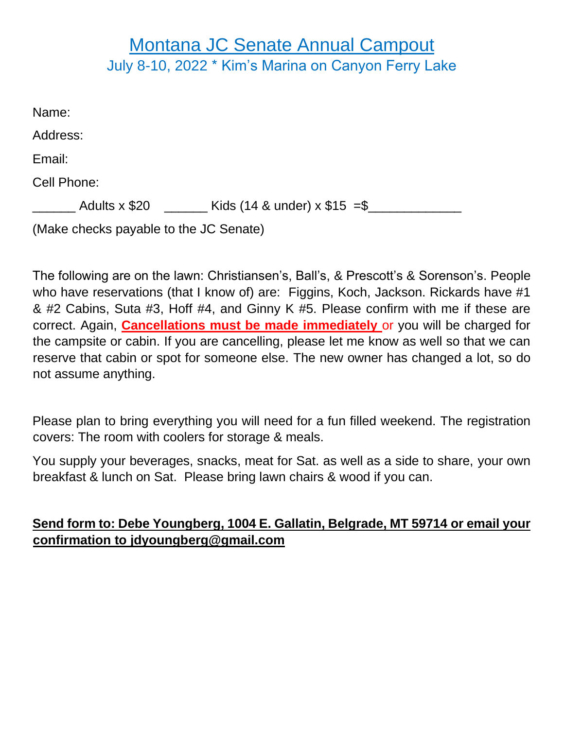# Montana JC Senate Annual Campout

## July 8-10, 2022 * Kim's Marina on Canyon Ferry Lake

Name:

Address:

Email:

Cell Phone:

______ Adults x $20 ______ Kids (14 & under) x $15 =$____________

(Make checks payable to the JC Senate)

The following are on the lawn: Christiansen's, Ball's, & Prescott's & Sorenson's. People who have reservations (that I know of) are: Figgins, Koch, Jackson. Rickards have #1 & #2 Cabins, Suta #3, Hoff #4, and Ginny K #5. Please confirm with me if these are correct. Again, **Cancellations must be made immediately** or you will be charged for the campsite or cabin. If you are cancelling, please let me know as well so that we can reserve that cabin or spot for someone else. The new owner has changed a lot, so do not assume anything.

Please plan to bring everything you will need for a fun filled weekend. The registration covers: The room with coolers for storage & meals.

You supply your beverages, snacks, meat for Sat. as well as a side to share, your own breakfast & lunch on Sat. Please bring lawn chairs & wood if you can.

**Send form to: Debe Youngberg, 1004 E. Gallatin, Belgrade, MT 59714 or email your confirmation to jdyoungberg@gmail.com**